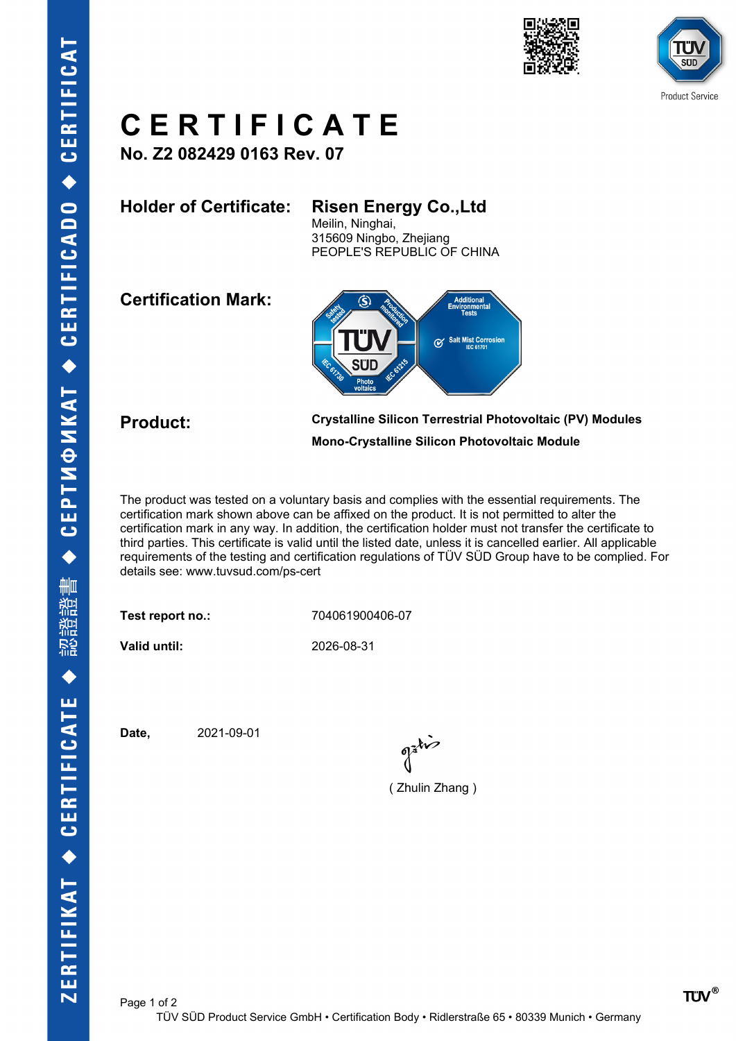# CERTIFICATE

**No. Z2 082429 0163 Rev. 07**

**Holder of Certificate:** **Risen Energy Co.,Ltd**
Meilin, Ninghai,
315609 Ningbo, Zhejiang
PEOPLE'S REPUBLIC OF CHINA

**Certification Mark:**

**Product:** **Crystalline Silicon Terrestrial Photovoltaic (PV) Modules**
**Mono-Crystalline Silicon Photovoltaic Module**

The product was tested on a voluntary basis and complies with the essential requirements. The certification mark shown above can be affixed on the product. It is not permitted to alter the certification mark in any way. In addition, the certification holder must not transfer the certificate to third parties. This certificate is valid until the listed date, unless it is cancelled earlier. All applicable requirements of the testing and certification regulations of TÜV SÜD Group have to be complied. For details see: www.tuvsud.com/ps-cert

**Test report no.:** 704061900406-07

**Valid until:** 2026-08-31

**Date,** 2021-09-01

( Zhulin Zhang )

TÜV SÜD Product Service GmbH • Certification Body • Ridlerstraße 65 • 80339 Munich • Germany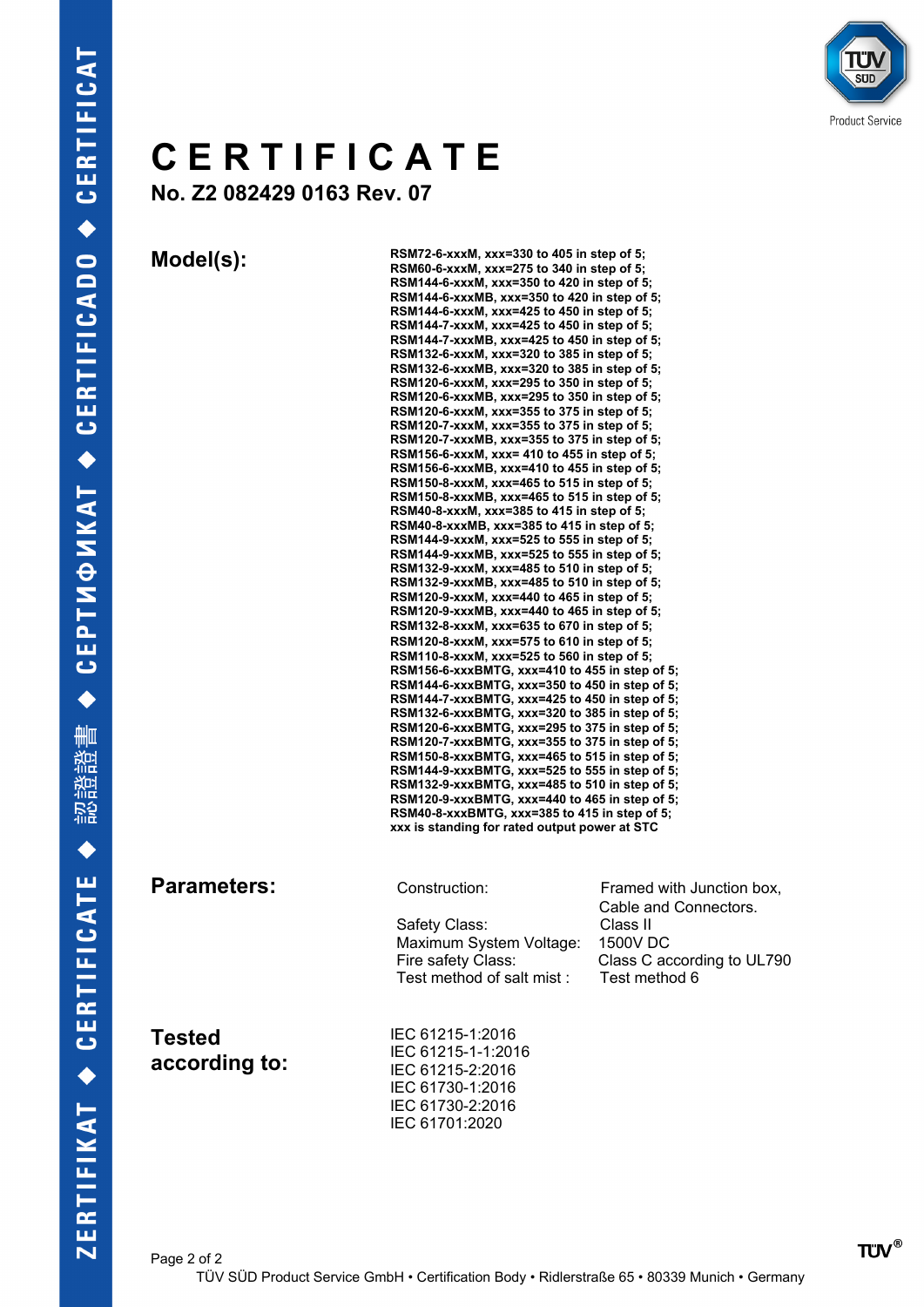# CERTIFICATE

**No. Z2 082429 0163 Rev. 07**

**Model(s):**

**RSM72-6-xxxM, xxx=330 to 405 in step of 5;**
**RSM60-6-xxxM, xxx=275 to 340 in step of 5;**
**RSM144-6-xxxM, xxx=350 to 420 in step of 5;**
**RSM144-6-xxxMB, xxx=350 to 420 in step of 5;**
**RSM144-6-xxxM, xxx=425 to 450 in step of 5;**
**RSM144-7-xxxM, xxx=425 to 450 in step of 5;**
**RSM144-7-xxxMB, xxx=425 to 450 in step of 5;**
**RSM132-6-xxxM, xxx=320 to 385 in step of 5;**
**RSM132-6-xxxMB, xxx=320 to 385 in step of 5;**
**RSM120-6-xxxM, xxx=295 to 350 in step of 5;**
**RSM120-6-xxxMB, xxx=295 to 350 in step of 5;**
**RSM120-6-xxxM, xxx=355 to 375 in step of 5;**
**RSM120-7-xxxM, xxx=355 to 375 in step of 5;**
**RSM120-7-xxxMB, xxx=355 to 375 in step of 5;**
**RSM156-6-xxxM, xxx= 410 to 455 in step of 5;**
**RSM156-6-xxxMB, xxx=410 to 455 in step of 5;**
**RSM150-8-xxxM, xxx=465 to 515 in step of 5;**
**RSM150-8-xxxMB, xxx=465 to 515 in step of 5;**
**RSM40-8-xxxM, xxx=385 to 415 in step of 5;**
**RSM40-8-xxxMB, xxx=385 to 415 in step of 5;**
**RSM144-9-xxxM, xxx=525 to 555 in step of 5;**
**RSM144-9-xxxMB, xxx=525 to 555 in step of 5;**
**RSM132-9-xxxM, xxx=485 to 510 in step of 5;**
**RSM132-9-xxxMB, xxx=485 to 510 in step of 5;**
**RSM120-9-xxxM, xxx=440 to 465 in step of 5;**
**RSM120-9-xxxMB, xxx=440 to 465 in step of 5;**
**RSM132-8-xxxM, xxx=635 to 670 in step of 5;**
**RSM120-8-xxxM, xxx=575 to 610 in step of 5;**
**RSM110-8-xxxM, xxx=525 to 560 in step of 5;**
**RSM156-6-xxxBMTG, xxx=410 to 455 in step of 5;**
**RSM144-6-xxxBMTG, xxx=350 to 450 in step of 5;**
**RSM144-7-xxxBMTG, xxx=425 to 450 in step of 5;**
**RSM132-6-xxxBMTG, xxx=320 to 385 in step of 5;**
**RSM120-6-xxxBMTG, xxx=295 to 375 in step of 5;**
**RSM120-7-xxxBMTG, xxx=355 to 375 in step of 5;**
**RSM150-8-xxxBMTG, xxx=465 to 515 in step of 5;**
**RSM144-9-xxxBMTG, xxx=525 to 555 in step of 5;**
**RSM132-9-xxxBMTG, xxx=485 to 510 in step of 5;**
**RSM120-9-xxxBMTG, xxx=440 to 465 in step of 5;**
**RSM40-8-xxxBMTG, xxx=385 to 415 in step of 5;**
**xxx is standing for rated output power at STC**

**Parameters:**

| | |
|---|---|
| Construction: | Framed with Junction box, Cable and Connectors. |
| Safety Class: | Class II |
| Maximum System Voltage: | 1500V DC |
| Fire safety Class: | Class C according to UL790 |
| Test method of salt mist : | Test method 6 |

**Tested according to:**

IEC 61215-1:2016
IEC 61215-1-1:2016
IEC 61215-2:2016
IEC 61730-1:2016
IEC 61730-2:2016
IEC 61701:2020

TÜV SÜD Product Service GmbH • Certification Body • Ridlerstraße 65 • 80339 Munich • Germany